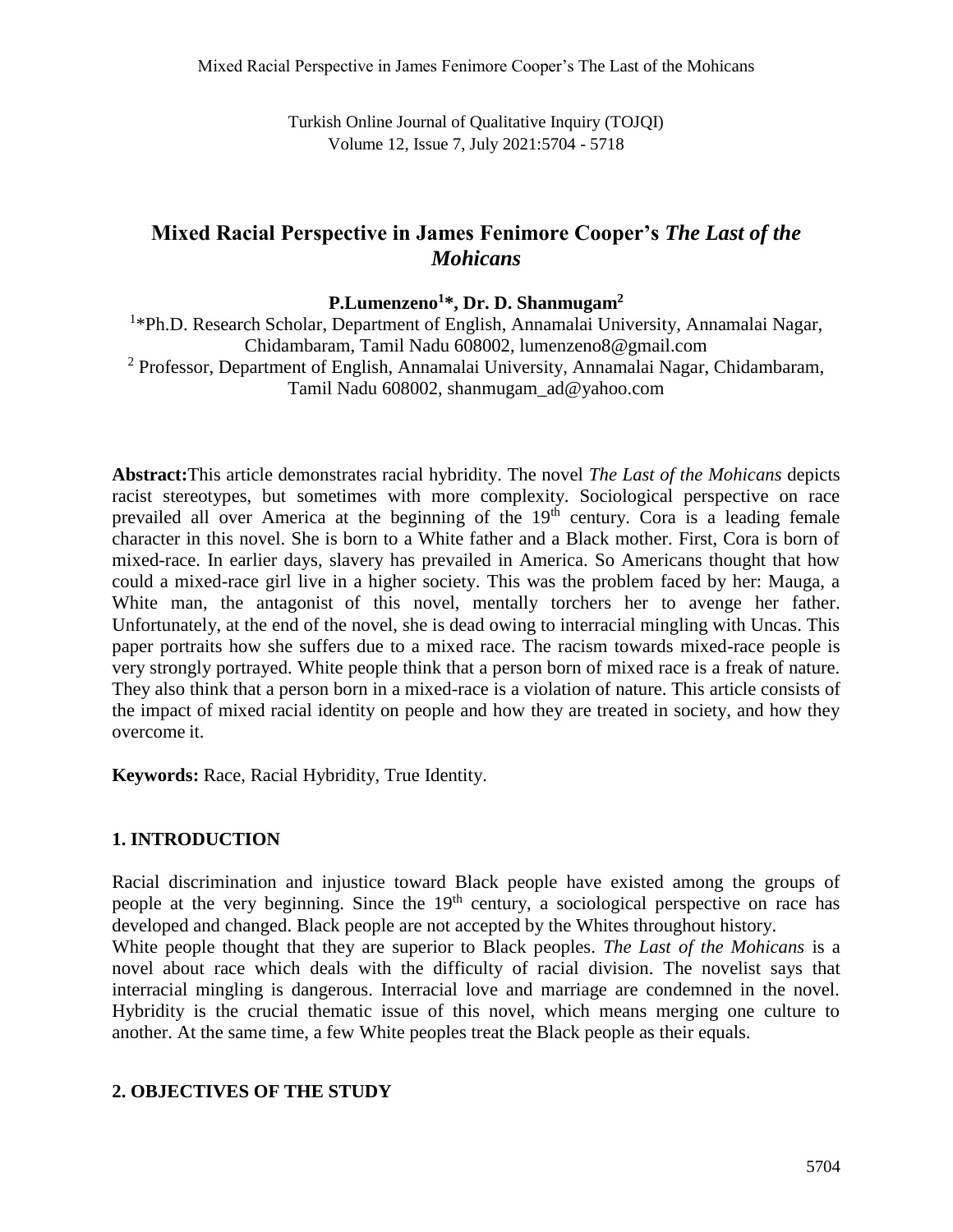# Mixed Racial Perspective in James Fenimore Cooper's *The Last of the Mohicans*

**P.Lumenzeno[1]*, Dr. D. Shanmugam[2]**

[1]*Ph.D. Research Scholar, Department of English, Annamalai University, Annamalai Nagar, Chidambaram, Tamil Nadu 608002, lumenzeno8@gmail.com

[2] Professor, Department of English, Annamalai University, Annamalai Nagar, Chidambaram, Tamil Nadu 608002, shanmugam_ad@yahoo.com

**Abstract:**This article demonstrates racial hybridity. The novel *The Last of the Mohicans* depicts racist stereotypes, but sometimes with more complexity. Sociological perspective on race prevailed all over America at the beginning of the 19th century. Cora is a leading female character in this novel. She is born to a White father and a Black mother. First, Cora is born of mixed-race. In earlier days, slavery has prevailed in America. So Americans thought that how could a mixed-race girl live in a higher society. This was the problem faced by her: Mauga, a White man, the antagonist of this novel, mentally torchers her to avenge her father. Unfortunately, at the end of the novel, she is dead owing to interracial mingling with Uncas. This paper portraits how she suffers due to a mixed race. The racism towards mixed-race people is very strongly portrayed. White people think that a person born of mixed race is a freak of nature. They also think that a person born in a mixed-race is a violation of nature. This article consists of the impact of mixed racial identity on people and how they are treated in society, and how they overcome it.

**Keywords:** Race, Racial Hybridity, True Identity.

## 1. INTRODUCTION

Racial discrimination and injustice toward Black people have existed among the groups of people at the very beginning. Since the 19th century, a sociological perspective on race has developed and changed. Black people are not accepted by the Whites throughout history.

White people thought that they are superior to Black peoples. *The Last of the Mohicans* is a novel about race which deals with the difficulty of racial division. The novelist says that interracial mingling is dangerous. Interracial love and marriage are condemned in the novel. Hybridity is the crucial thematic issue of this novel, which means merging one culture to another. At the same time, a few White peoples treat the Black people as their equals.

## 2. OBJECTIVES OF THE STUDY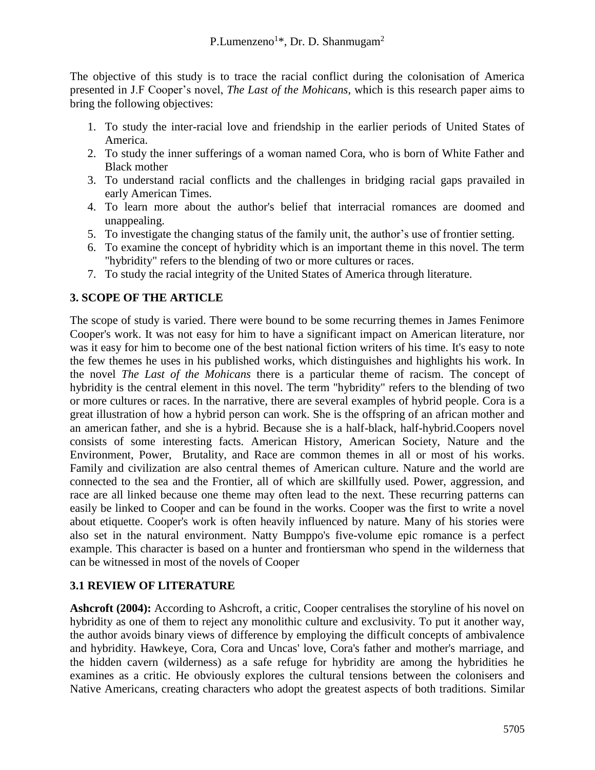The objective of this study is to trace the racial conflict during the colonisation of America presented in J.F Cooper's novel, *The Last of the Mohicans,* which is this research paper aims to bring the following objectives:

1. To study the inter-racial love and friendship in the earlier periods of United States of America.
2. To study the inner sufferings of a woman named Cora, who is born of White Father and Black mother
3. To understand racial conflicts and the challenges in bridging racial gaps pravailed in early American Times.
4. To learn more about the author's belief that interracial romances are doomed and unappealing.
5. To investigate the changing status of the family unit, the author's use of frontier setting.
6. To examine the concept of hybridity which is an important theme in this novel. The term "hybridity" refers to the blending of two or more cultures or races.
7. To study the racial integrity of the United States of America through literature.

## 3. SCOPE OF THE ARTICLE

The scope of study is varied. There were bound to be some recurring themes in James Fenimore Cooper's work. It was not easy for him to have a significant impact on American literature, nor was it easy for him to become one of the best national fiction writers of his time. It's easy to note the few themes he uses in his published works, which distinguishes and highlights his work. In the novel *The Last of the Mohicans* there is a particular theme of racism. The concept of hybridity is the central element in this novel. The term "hybridity" refers to the blending of two or more cultures or races. In the narrative, there are several examples of hybrid people. Cora is a great illustration of how a hybrid person can work. She is the offspring of an african mother and an american father, and she is a hybrid. Because she is a half-black, half-hybrid.Coopers novel consists of some interesting facts. American History, American Society, Nature and the Environment, Power, Brutality, and Race are common themes in all or most of his works. Family and civilization are also central themes of American culture. Nature and the world are connected to the sea and the Frontier, all of which are skillfully used. Power, aggression, and race are all linked because one theme may often lead to the next. These recurring patterns can easily be linked to Cooper and can be found in the works. Cooper was the first to write a novel about etiquette. Cooper's work is often heavily influenced by nature. Many of his stories were also set in the natural environment. Natty Bumppo's five-volume epic romance is a perfect example. This character is based on a hunter and frontiersman who spend in the wilderness that can be witnessed in most of the novels of Cooper

### 3.1 REVIEW OF LITERATURE

**Ashcroft (2004):** According to Ashcroft, a critic, Cooper centralises the storyline of his novel on hybridity as one of them to reject any monolithic culture and exclusivity. To put it another way, the author avoids binary views of difference by employing the difficult concepts of ambivalence and hybridity. Hawkeye, Cora, Cora and Uncas' love, Cora's father and mother's marriage, and the hidden cavern (wilderness) as a safe refuge for hybridity are among the hybridities he examines as a critic. He obviously explores the cultural tensions between the colonisers and Native Americans, creating characters who adopt the greatest aspects of both traditions. Similar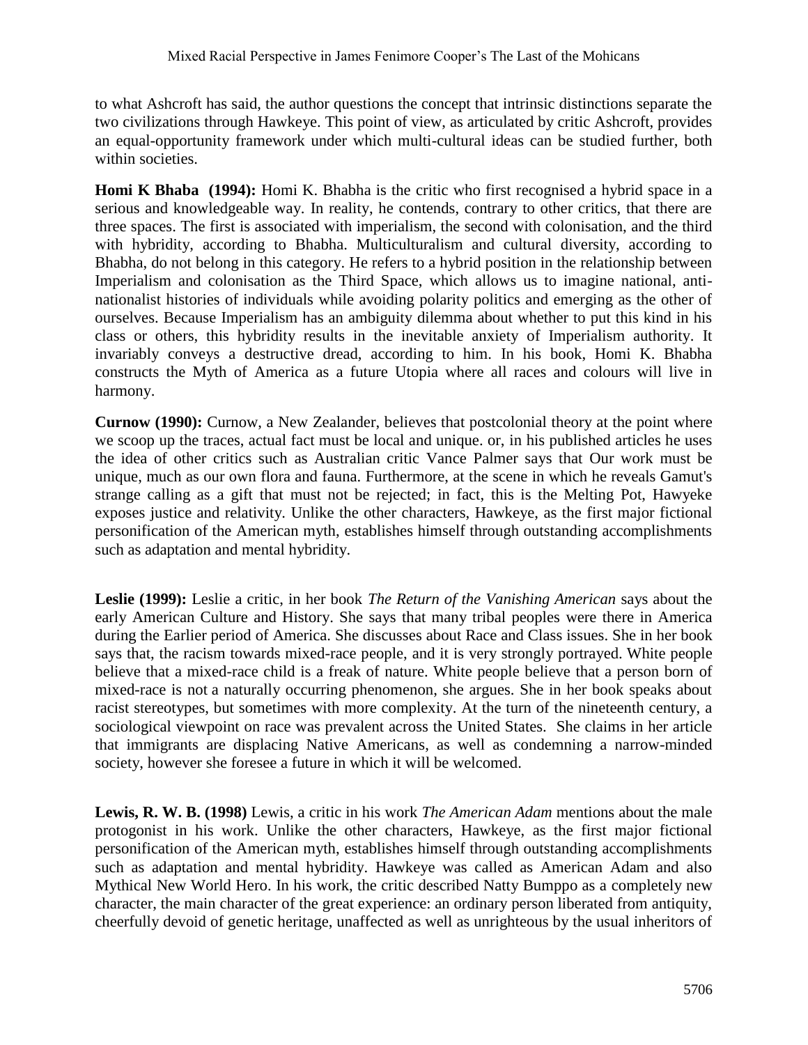to what Ashcroft has said, the author questions the concept that intrinsic distinctions separate the two civilizations through Hawkeye. This point of view, as articulated by critic Ashcroft, provides an equal-opportunity framework under which multi-cultural ideas can be studied further, both within societies.

**Homi K Bhaba (1994):** Homi K. Bhabha is the critic who first recognised a hybrid space in a serious and knowledgeable way. In reality, he contends, contrary to other critics, that there are three spaces. The first is associated with imperialism, the second with colonisation, and the third with hybridity, according to Bhabha. Multiculturalism and cultural diversity, according to Bhabha, do not belong in this category. He refers to a hybrid position in the relationship between Imperialism and colonisation as the Third Space, which allows us to imagine national, anti-nationalist histories of individuals while avoiding polarity politics and emerging as the other of ourselves. Because Imperialism has an ambiguity dilemma about whether to put this kind in his class or others, this hybridity results in the inevitable anxiety of Imperialism authority. It invariably conveys a destructive dread, according to him. In his book, Homi K. Bhabha constructs the Myth of America as a future Utopia where all races and colours will live in harmony.

**Curnow (1990):** Curnow, a New Zealander, believes that postcolonial theory at the point where we scoop up the traces, actual fact must be local and unique. or, in his published articles he uses the idea of other critics such as Australian critic Vance Palmer says that Our work must be unique, much as our own flora and fauna. Furthermore, at the scene in which he reveals Gamut's strange calling as a gift that must not be rejected; in fact, this is the Melting Pot, Hawyeke exposes justice and relativity. Unlike the other characters, Hawkeye, as the first major fictional personification of the American myth, establishes himself through outstanding accomplishments such as adaptation and mental hybridity.

**Leslie (1999):** Leslie a critic, in her book *The Return of the Vanishing American* says about the early American Culture and History. She says that many tribal peoples were there in America during the Earlier period of America. She discusses about Race and Class issues. She in her book says that, the racism towards mixed-race people, and it is very strongly portrayed. White people believe that a mixed-race child is a freak of nature. White people believe that a person born of mixed-race is not a naturally occurring phenomenon, she argues. She in her book speaks about racist stereotypes, but sometimes with more complexity. At the turn of the nineteenth century, a sociological viewpoint on race was prevalent across the United States. She claims in her article that immigrants are displacing Native Americans, as well as condemning a narrow-minded society, however she foresee a future in which it will be welcomed.

**Lewis, R. W. B. (1998)** Lewis, a critic in his work *The American Adam* mentions about the male protogonist in his work. Unlike the other characters, Hawkeye, as the first major fictional personification of the American myth, establishes himself through outstanding accomplishments such as adaptation and mental hybridity. Hawkeye was called as American Adam and also Mythical New World Hero. In his work, the critic described Natty Bumppo as a completely new character, the main character of the great experience: an ordinary person liberated from antiquity, cheerfully devoid of genetic heritage, unaffected as well as unrighteous by the usual inheritors of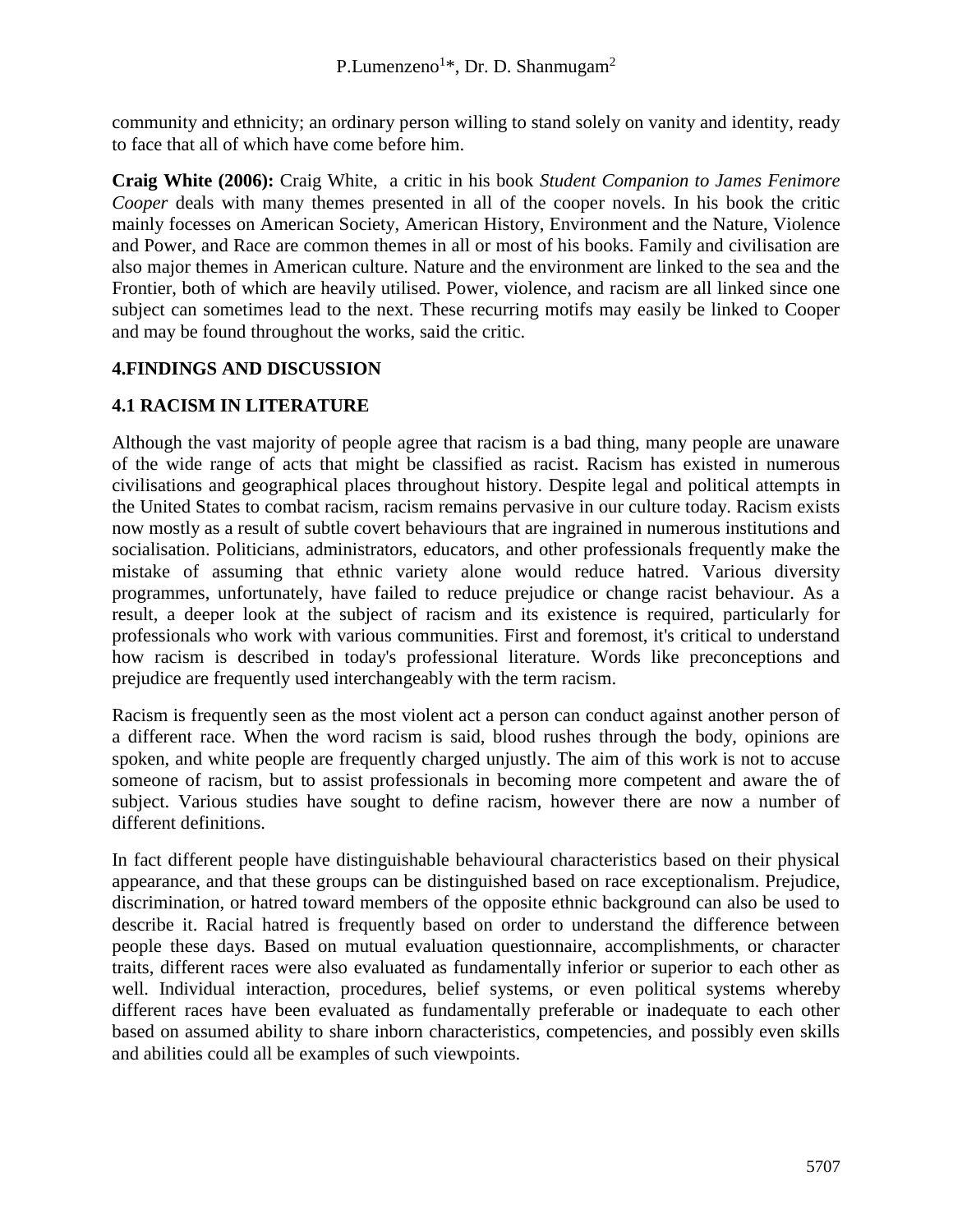community and ethnicity; an ordinary person willing to stand solely on vanity and identity, ready to face that all of which have come before him.

**Craig White (2006):** Craig White, a critic in his book *Student Companion to James Fenimore Cooper* deals with many themes presented in all of the cooper novels. In his book the critic mainly focesses on American Society, American History, Environment and the Nature, Violence and Power, and Race are common themes in all or most of his books. Family and civilisation are also major themes in American culture. Nature and the environment are linked to the sea and the Frontier, both of which are heavily utilised. Power, violence, and racism are all linked since one subject can sometimes lead to the next. These recurring motifs may easily be linked to Cooper and may be found throughout the works, said the critic.

## 4.FINDINGS AND DISCUSSION

### 4.1 RACISM IN LITERATURE

Although the vast majority of people agree that racism is a bad thing, many people are unaware of the wide range of acts that might be classified as racist. Racism has existed in numerous civilisations and geographical places throughout history. Despite legal and political attempts in the United States to combat racism, racism remains pervasive in our culture today. Racism exists now mostly as a result of subtle covert behaviours that are ingrained in numerous institutions and socialisation. Politicians, administrators, educators, and other professionals frequently make the mistake of assuming that ethnic variety alone would reduce hatred. Various diversity programmes, unfortunately, have failed to reduce prejudice or change racist behaviour. As a result, a deeper look at the subject of racism and its existence is required, particularly for professionals who work with various communities. First and foremost, it's critical to understand how racism is described in today's professional literature. Words like preconceptions and prejudice are frequently used interchangeably with the term racism.

Racism is frequently seen as the most violent act a person can conduct against another person of a different race. When the word racism is said, blood rushes through the body, opinions are spoken, and white people are frequently charged unjustly. The aim of this work is not to accuse someone of racism, but to assist professionals in becoming more competent and aware the of subject. Various studies have sought to define racism, however there are now a number of different definitions.

In fact different people have distinguishable behavioural characteristics based on their physical appearance, and that these groups can be distinguished based on race exceptionalism. Prejudice, discrimination, or hatred toward members of the opposite ethnic background can also be used to describe it. Racial hatred is frequently based on order to understand the difference between people these days. Based on mutual evaluation questionnaire, accomplishments, or character traits, different races were also evaluated as fundamentally inferior or superior to each other as well. Individual interaction, procedures, belief systems, or even political systems whereby different races have been evaluated as fundamentally preferable or inadequate to each other based on assumed ability to share inborn characteristics, competencies, and possibly even skills and abilities could all be examples of such viewpoints.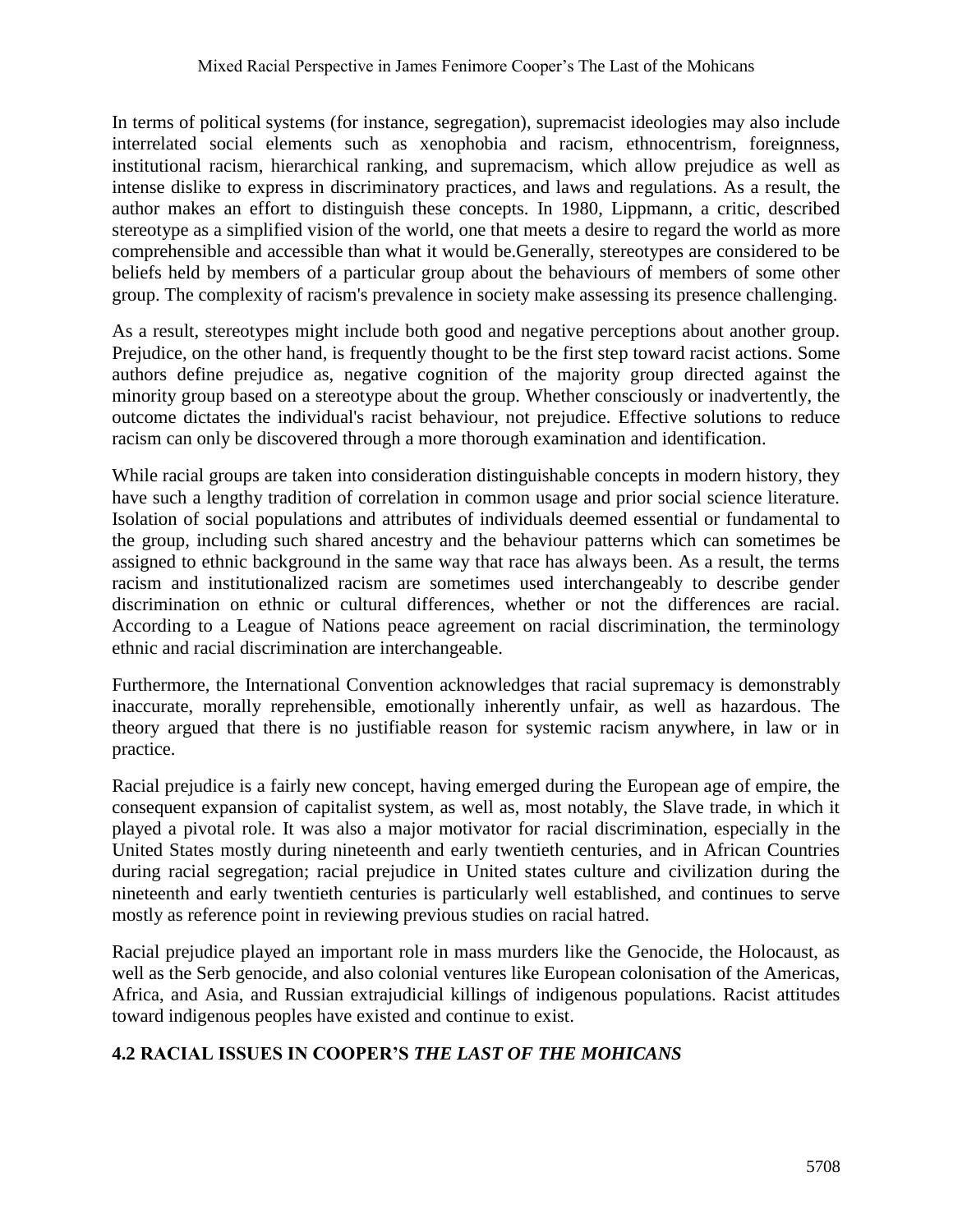In terms of political systems (for instance, segregation), supremacist ideologies may also include interrelated social elements such as xenophobia and racism, ethnocentrism, foreignness, institutional racism, hierarchical ranking, and supremacism, which allow prejudice as well as intense dislike to express in discriminatory practices, and laws and regulations. As a result, the author makes an effort to distinguish these concepts. In 1980, Lippmann, a critic, described stereotype as a simplified vision of the world, one that meets a desire to regard the world as more comprehensible and accessible than what it would be.Generally, stereotypes are considered to be beliefs held by members of a particular group about the behaviours of members of some other group. The complexity of racism's prevalence in society make assessing its presence challenging.

As a result, stereotypes might include both good and negative perceptions about another group. Prejudice, on the other hand, is frequently thought to be the first step toward racist actions. Some authors define prejudice as, negative cognition of the majority group directed against the minority group based on a stereotype about the group. Whether consciously or inadvertently, the outcome dictates the individual's racist behaviour, not prejudice. Effective solutions to reduce racism can only be discovered through a more thorough examination and identification.

While racial groups are taken into consideration distinguishable concepts in modern history, they have such a lengthy tradition of correlation in common usage and prior social science literature. Isolation of social populations and attributes of individuals deemed essential or fundamental to the group, including such shared ancestry and the behaviour patterns which can sometimes be assigned to ethnic background in the same way that race has always been. As a result, the terms racism and institutionalized racism are sometimes used interchangeably to describe gender discrimination on ethnic or cultural differences, whether or not the differences are racial. According to a League of Nations peace agreement on racial discrimination, the terminology ethnic and racial discrimination are interchangeable.

Furthermore, the International Convention acknowledges that racial supremacy is demonstrably inaccurate, morally reprehensible, emotionally inherently unfair, as well as hazardous. The theory argued that there is no justifiable reason for systemic racism anywhere, in law or in practice.

Racial prejudice is a fairly new concept, having emerged during the European age of empire, the consequent expansion of capitalist system, as well as, most notably, the Slave trade, in which it played a pivotal role. It was also a major motivator for racial discrimination, especially in the United States mostly during nineteenth and early twentieth centuries, and in African Countries during racial segregation; racial prejudice in United states culture and civilization during the nineteenth and early twentieth centuries is particularly well established, and continues to serve mostly as reference point in reviewing previous studies on racial hatred.

Racial prejudice played an important role in mass murders like the Genocide, the Holocaust, as well as the Serb genocide, and also colonial ventures like European colonisation of the Americas, Africa, and Asia, and Russian extrajudicial killings of indigenous populations. Racist attitudes toward indigenous peoples have existed and continue to exist.

## 4.2 RACIAL ISSUES IN COOPER'S *THE LAST OF THE MOHICANS*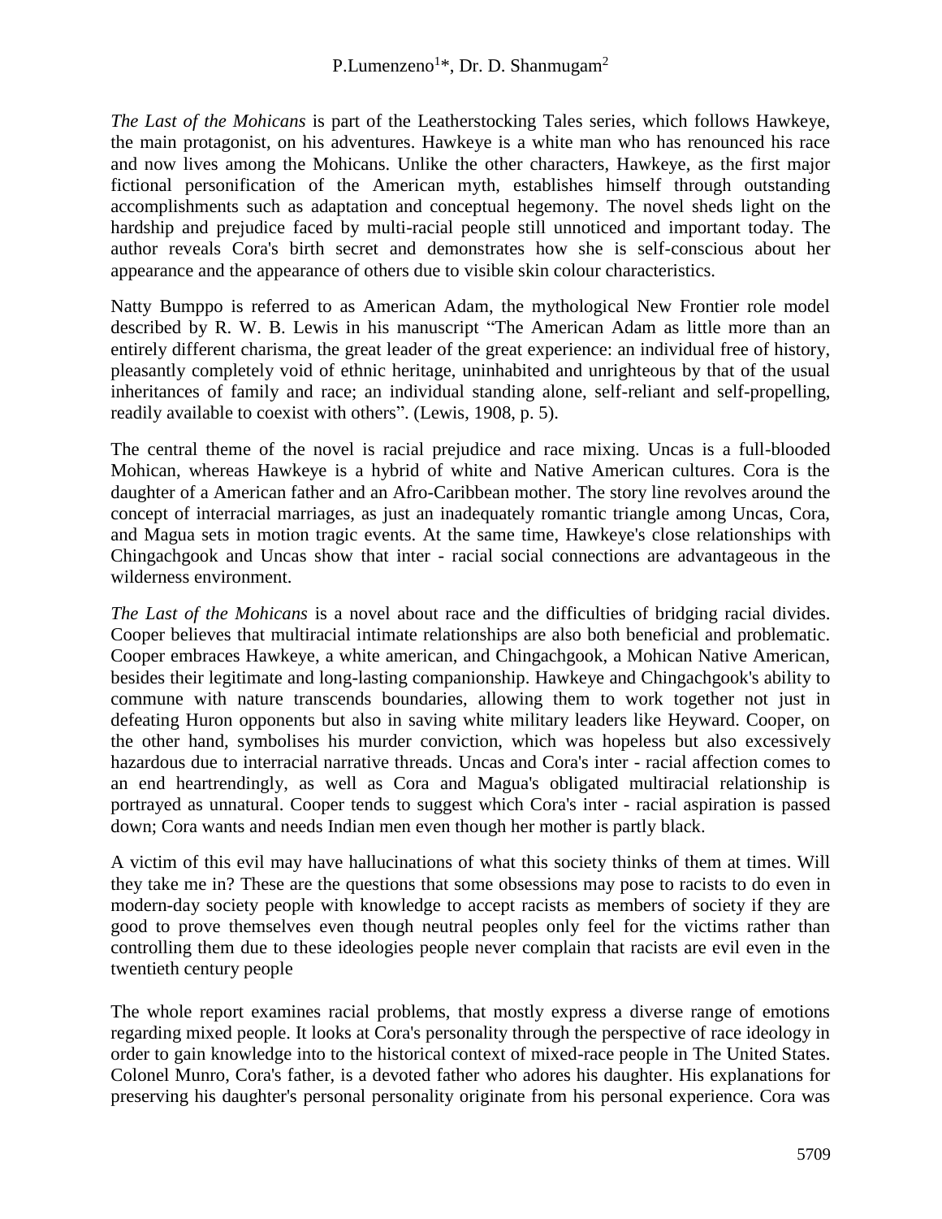*The Last of the Mohicans* is part of the Leatherstocking Tales series, which follows Hawkeye, the main protagonist, on his adventures. Hawkeye is a white man who has renounced his race and now lives among the Mohicans. Unlike the other characters, Hawkeye, as the first major fictional personification of the American myth, establishes himself through outstanding accomplishments such as adaptation and conceptual hegemony. The novel sheds light on the hardship and prejudice faced by multi-racial people still unnoticed and important today. The author reveals Cora's birth secret and demonstrates how she is self-conscious about her appearance and the appearance of others due to visible skin colour characteristics.

Natty Bumppo is referred to as American Adam, the mythological New Frontier role model described by R. W. B. Lewis in his manuscript "The American Adam as little more than an entirely different charisma, the great leader of the great experience: an individual free of history, pleasantly completely void of ethnic heritage, uninhabited and unrighteous by that of the usual inheritances of family and race; an individual standing alone, self-reliant and self-propelling, readily available to coexist with others". (Lewis, 1908, p. 5).

The central theme of the novel is racial prejudice and race mixing. Uncas is a full-blooded Mohican, whereas Hawkeye is a hybrid of white and Native American cultures. Cora is the daughter of a American father and an Afro-Caribbean mother. The story line revolves around the concept of interracial marriages, as just an inadequately romantic triangle among Uncas, Cora, and Magua sets in motion tragic events. At the same time, Hawkeye's close relationships with Chingachgook and Uncas show that inter - racial social connections are advantageous in the wilderness environment.

*The Last of the Mohicans* is a novel about race and the difficulties of bridging racial divides. Cooper believes that multiracial intimate relationships are also both beneficial and problematic. Cooper embraces Hawkeye, a white american, and Chingachgook, a Mohican Native American, besides their legitimate and long-lasting companionship. Hawkeye and Chingachgook's ability to commune with nature transcends boundaries, allowing them to work together not just in defeating Huron opponents but also in saving white military leaders like Heyward. Cooper, on the other hand, symbolises his murder conviction, which was hopeless but also excessively hazardous due to interracial narrative threads. Uncas and Cora's inter - racial affection comes to an end heartrendingly, as well as Cora and Magua's obligated multiracial relationship is portrayed as unnatural. Cooper tends to suggest which Cora's inter - racial aspiration is passed down; Cora wants and needs Indian men even though her mother is partly black.

A victim of this evil may have hallucinations of what this society thinks of them at times. Will they take me in? These are the questions that some obsessions may pose to racists to do even in modern-day society people with knowledge to accept racists as members of society if they are good to prove themselves even though neutral peoples only feel for the victims rather than controlling them due to these ideologies people never complain that racists are evil even in the twentieth century people

The whole report examines racial problems, that mostly express a diverse range of emotions regarding mixed people. It looks at Cora's personality through the perspective of race ideology in order to gain knowledge into to the historical context of mixed-race people in The United States. Colonel Munro, Cora's father, is a devoted father who adores his daughter. His explanations for preserving his daughter's personal personality originate from his personal experience. Cora was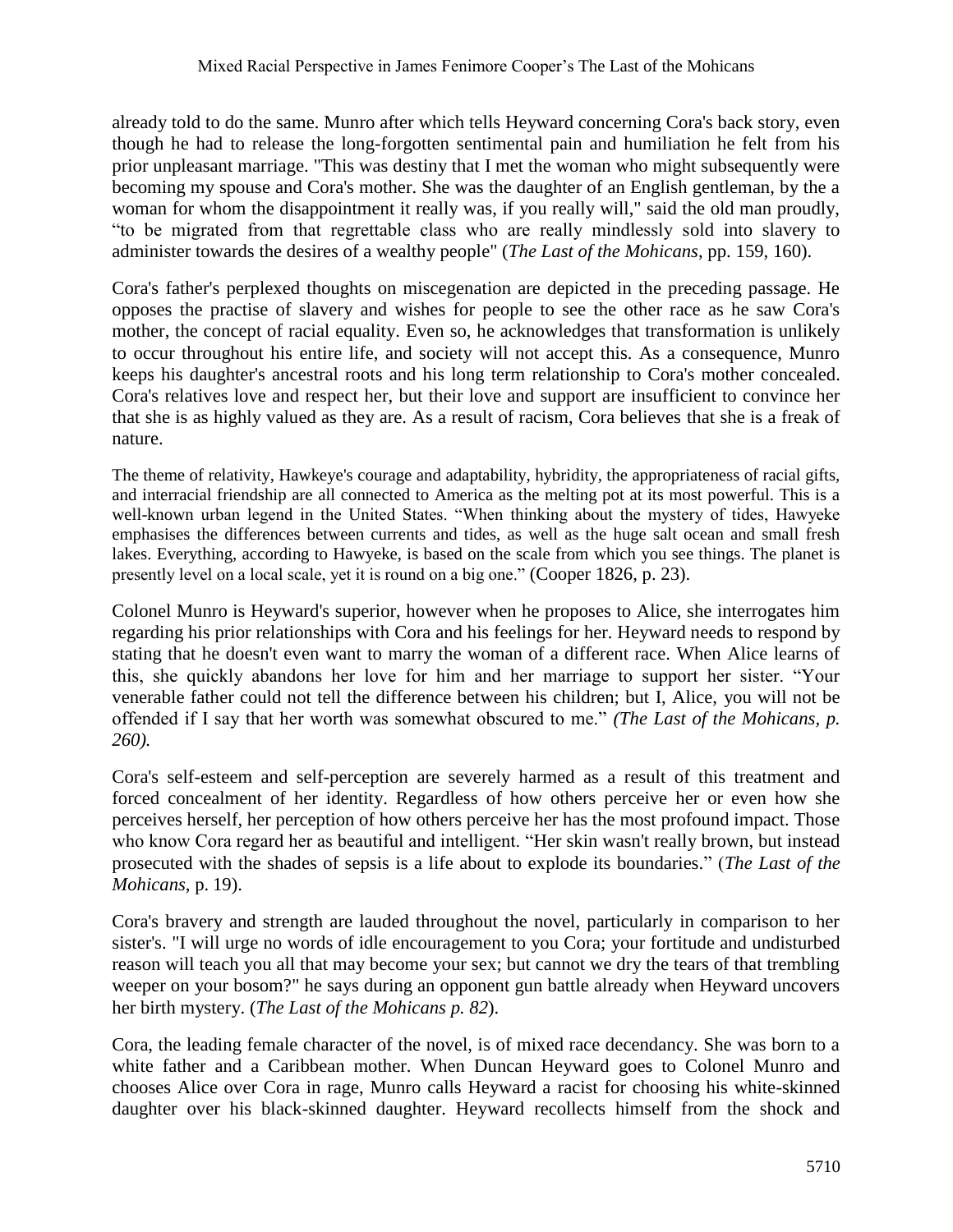already told to do the same. Munro after which tells Heyward concerning Cora's back story, even though he had to release the long-forgotten sentimental pain and humiliation he felt from his prior unpleasant marriage. "This was destiny that I met the woman who might subsequently were becoming my spouse and Cora's mother. She was the daughter of an English gentleman, by the a woman for whom the disappointment it really was, if you really will," said the old man proudly, "to be migrated from that regrettable class who are really mindlessly sold into slavery to administer towards the desires of a wealthy people" (*The Last of the Mohicans*, pp. 159, 160).

Cora's father's perplexed thoughts on miscegenation are depicted in the preceding passage. He opposes the practise of slavery and wishes for people to see the other race as he saw Cora's mother, the concept of racial equality. Even so, he acknowledges that transformation is unlikely to occur throughout his entire life, and society will not accept this. As a consequence, Munro keeps his daughter's ancestral roots and his long term relationship to Cora's mother concealed. Cora's relatives love and respect her, but their love and support are insufficient to convince her that she is as highly valued as they are. As a result of racism, Cora believes that she is a freak of nature.

The theme of relativity, Hawkeye's courage and adaptability, hybridity, the appropriateness of racial gifts, and interracial friendship are all connected to America as the melting pot at its most powerful. This is a well-known urban legend in the United States. "When thinking about the mystery of tides, Hawyeke emphasises the differences between currents and tides, as well as the huge salt ocean and small fresh lakes. Everything, according to Hawyeke, is based on the scale from which you see things. The planet is presently level on a local scale, yet it is round on a big one." (Cooper 1826, p. 23).

Colonel Munro is Heyward's superior, however when he proposes to Alice, she interrogates him regarding his prior relationships with Cora and his feelings for her. Heyward needs to respond by stating that he doesn't even want to marry the woman of a different race. When Alice learns of this, she quickly abandons her love for him and her marriage to support her sister. "Your venerable father could not tell the difference between his children; but I, Alice, you will not be offended if I say that her worth was somewhat obscured to me." *(The Last of the Mohicans, p. 260).*

Cora's self-esteem and self-perception are severely harmed as a result of this treatment and forced concealment of her identity. Regardless of how others perceive her or even how she perceives herself, her perception of how others perceive her has the most profound impact. Those who know Cora regard her as beautiful and intelligent. "Her skin wasn't really brown, but instead prosecuted with the shades of sepsis is a life about to explode its boundaries." (*The Last of the Mohicans*, p. 19).

Cora's bravery and strength are lauded throughout the novel, particularly in comparison to her sister's. "I will urge no words of idle encouragement to you Cora; your fortitude and undisturbed reason will teach you all that may become your sex; but cannot we dry the tears of that trembling weeper on your bosom?" he says during an opponent gun battle already when Heyward uncovers her birth mystery. (*The Last of the Mohicans p. 82*).

Cora, the leading female character of the novel, is of mixed race decendancy. She was born to a white father and a Caribbean mother. When Duncan Heyward goes to Colonel Munro and chooses Alice over Cora in rage, Munro calls Heyward a racist for choosing his white-skinned daughter over his black-skinned daughter. Heyward recollects himself from the shock and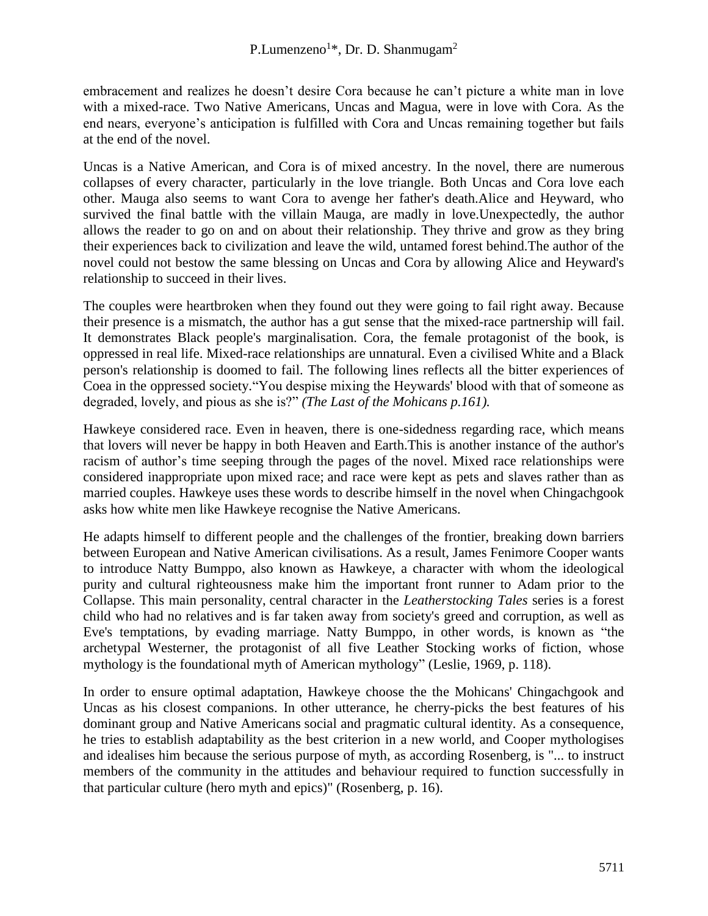embracement and realizes he doesn't desire Cora because he can't picture a white man in love with a mixed-race. Two Native Americans, Uncas and Magua, were in love with Cora. As the end nears, everyone's anticipation is fulfilled with Cora and Uncas remaining together but fails at the end of the novel.

Uncas is a Native American, and Cora is of mixed ancestry. In the novel, there are numerous collapses of every character, particularly in the love triangle. Both Uncas and Cora love each other. Mauga also seems to want Cora to avenge her father's death.Alice and Heyward, who survived the final battle with the villain Mauga, are madly in love.Unexpectedly, the author allows the reader to go on and on about their relationship. They thrive and grow as they bring their experiences back to civilization and leave the wild, untamed forest behind.The author of the novel could not bestow the same blessing on Uncas and Cora by allowing Alice and Heyward's relationship to succeed in their lives.

The couples were heartbroken when they found out they were going to fail right away. Because their presence is a mismatch, the author has a gut sense that the mixed-race partnership will fail. It demonstrates Black people's marginalisation. Cora, the female protagonist of the book, is oppressed in real life. Mixed-race relationships are unnatural. Even a civilised White and a Black person's relationship is doomed to fail. The following lines reflects all the bitter experiences of Coea in the oppressed society."You despise mixing the Heywards' blood with that of someone as degraded, lovely, and pious as she is?" *(The Last of the Mohicans p.161).*

Hawkeye considered race. Even in heaven, there is one-sidedness regarding race, which means that lovers will never be happy in both Heaven and Earth.This is another instance of the author's racism of author's time seeping through the pages of the novel. Mixed race relationships were considered inappropriate upon mixed race; and race were kept as pets and slaves rather than as married couples. Hawkeye uses these words to describe himself in the novel when Chingachgook asks how white men like Hawkeye recognise the Native Americans.

He adapts himself to different people and the challenges of the frontier, breaking down barriers between European and Native American civilisations. As a result, James Fenimore Cooper wants to introduce Natty Bumppo, also known as Hawkeye, a character with whom the ideological purity and cultural righteousness make him the important front runner to Adam prior to the Collapse. This main personality, central character in the *Leatherstocking Tales* series is a forest child who had no relatives and is far taken away from society's greed and corruption, as well as Eve's temptations, by evading marriage. Natty Bumppo, in other words, is known as "the archetypal Westerner, the protagonist of all five Leather Stocking works of fiction, whose mythology is the foundational myth of American mythology" (Leslie, 1969, p. 118).

In order to ensure optimal adaptation, Hawkeye choose the the Mohicans' Chingachgook and Uncas as his closest companions. In other utterance, he cherry-picks the best features of his dominant group and Native Americans social and pragmatic cultural identity. As a consequence, he tries to establish adaptability as the best criterion in a new world, and Cooper mythologises and idealises him because the serious purpose of myth, as according Rosenberg, is "... to instruct members of the community in the attitudes and behaviour required to function successfully in that particular culture (hero myth and epics)" (Rosenberg, p. 16).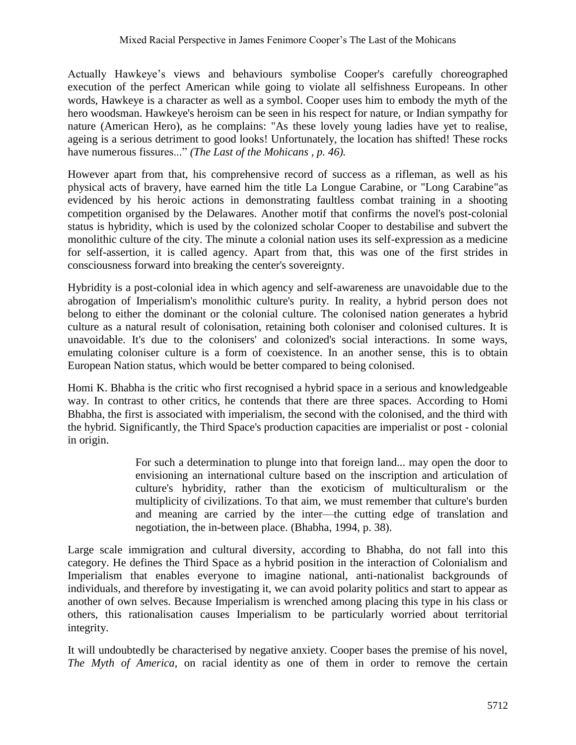Actually Hawkeye's views and behaviours symbolise Cooper's carefully choreographed execution of the perfect American while going to violate all selfishness Europeans. In other words, Hawkeye is a character as well as a symbol. Cooper uses him to embody the myth of the hero woodsman. Hawkeye's heroism can be seen in his respect for nature, or Indian sympathy for nature (American Hero), as he complains: "As these lovely young ladies have yet to realise, ageing is a serious detriment to good looks! Unfortunately, the location has shifted! These rocks have numerous fissures..." *(The Last of the Mohicans , p. 46).*

However apart from that, his comprehensive record of success as a rifleman, as well as his physical acts of bravery, have earned him the title La Longue Carabine, or "Long Carabine"as evidenced by his heroic actions in demonstrating faultless combat training in a shooting competition organised by the Delawares. Another motif that confirms the novel's post-colonial status is hybridity, which is used by the colonized scholar Cooper to destabilise and subvert the monolithic culture of the city. The minute a colonial nation uses its self-expression as a medicine for self-assertion, it is called agency. Apart from that, this was one of the first strides in consciousness forward into breaking the center's sovereignty.

Hybridity is a post-colonial idea in which agency and self-awareness are unavoidable due to the abrogation of Imperialism's monolithic culture's purity. In reality, a hybrid person does not belong to either the dominant or the colonial culture. The colonised nation generates a hybrid culture as a natural result of colonisation, retaining both coloniser and colonised cultures. It is unavoidable. It's due to the colonisers' and colonized's social interactions. In some ways, emulating coloniser culture is a form of coexistence. In an another sense, this is to obtain European Nation status, which would be better compared to being colonised.

Homi K. Bhabha is the critic who first recognised a hybrid space in a serious and knowledgeable way. In contrast to other critics, he contends that there are three spaces. According to Homi Bhabha, the first is associated with imperialism, the second with the colonised, and the third with the hybrid. Significantly, the Third Space's production capacities are imperialist or post - colonial in origin.

> For such a determination to plunge into that foreign land... may open the door to envisioning an international culture based on the inscription and articulation of culture's hybridity, rather than the exoticism of multiculturalism or the multiplicity of civilizations. To that aim, we must remember that culture's burden and meaning are carried by the inter—the cutting edge of translation and negotiation, the in-between place. (Bhabha, 1994, p. 38).

Large scale immigration and cultural diversity, according to Bhabha, do not fall into this category. He defines the Third Space as a hybrid position in the interaction of Colonialism and Imperialism that enables everyone to imagine national, anti-nationalist backgrounds of individuals, and therefore by investigating it, we can avoid polarity politics and start to appear as another of own selves. Because Imperialism is wrenched among placing this type in his class or others, this rationalisation causes Imperialism to be particularly worried about territorial integrity.

It will undoubtedly be characterised by negative anxiety. Cooper bases the premise of his novel, *The Myth of America*, on racial identity as one of them in order to remove the certain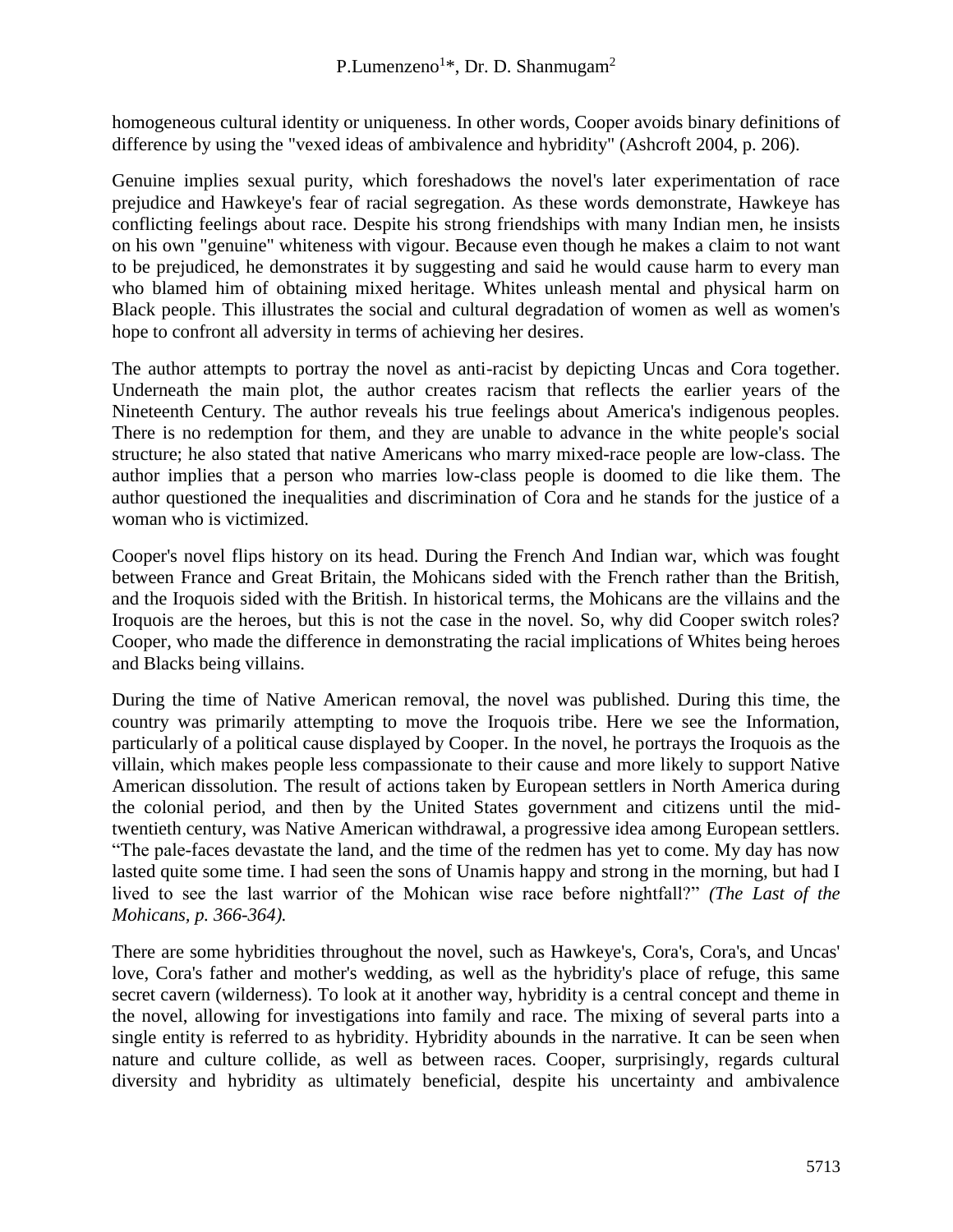homogeneous cultural identity or uniqueness. In other words, Cooper avoids binary definitions of difference by using the "vexed ideas of ambivalence and hybridity" (Ashcroft 2004, p. 206).

Genuine implies sexual purity, which foreshadows the novel's later experimentation of race prejudice and Hawkeye's fear of racial segregation. As these words demonstrate, Hawkeye has conflicting feelings about race. Despite his strong friendships with many Indian men, he insists on his own "genuine" whiteness with vigour. Because even though he makes a claim to not want to be prejudiced, he demonstrates it by suggesting and said he would cause harm to every man who blamed him of obtaining mixed heritage. Whites unleash mental and physical harm on Black people. This illustrates the social and cultural degradation of women as well as women's hope to confront all adversity in terms of achieving her desires.

The author attempts to portray the novel as anti-racist by depicting Uncas and Cora together. Underneath the main plot, the author creates racism that reflects the earlier years of the Nineteenth Century. The author reveals his true feelings about America's indigenous peoples. There is no redemption for them, and they are unable to advance in the white people's social structure; he also stated that native Americans who marry mixed-race people are low-class. The author implies that a person who marries low-class people is doomed to die like them. The author questioned the inequalities and discrimination of Cora and he stands for the justice of a woman who is victimized.

Cooper's novel flips history on its head. During the French And Indian war, which was fought between France and Great Britain, the Mohicans sided with the French rather than the British, and the Iroquois sided with the British. In historical terms, the Mohicans are the villains and the Iroquois are the heroes, but this is not the case in the novel. So, why did Cooper switch roles? Cooper, who made the difference in demonstrating the racial implications of Whites being heroes and Blacks being villains.

During the time of Native American removal, the novel was published. During this time, the country was primarily attempting to move the Iroquois tribe. Here we see the Information, particularly of a political cause displayed by Cooper. In the novel, he portrays the Iroquois as the villain, which makes people less compassionate to their cause and more likely to support Native American dissolution. The result of actions taken by European settlers in North America during the colonial period, and then by the United States government and citizens until the mid-twentieth century, was Native American withdrawal, a progressive idea among European settlers. "The pale-faces devastate the land, and the time of the redmen has yet to come. My day has now lasted quite some time. I had seen the sons of Unamis happy and strong in the morning, but had I lived to see the last warrior of the Mohican wise race before nightfall?" *(The Last of the Mohicans, p. 366-364).*

There are some hybridities throughout the novel, such as Hawkeye's, Cora's, Cora's, and Uncas' love, Cora's father and mother's wedding, as well as the hybridity's place of refuge, this same secret cavern (wilderness). To look at it another way, hybridity is a central concept and theme in the novel, allowing for investigations into family and race. The mixing of several parts into a single entity is referred to as hybridity. Hybridity abounds in the narrative. It can be seen when nature and culture collide, as well as between races. Cooper, surprisingly, regards cultural diversity and hybridity as ultimately beneficial, despite his uncertainty and ambivalence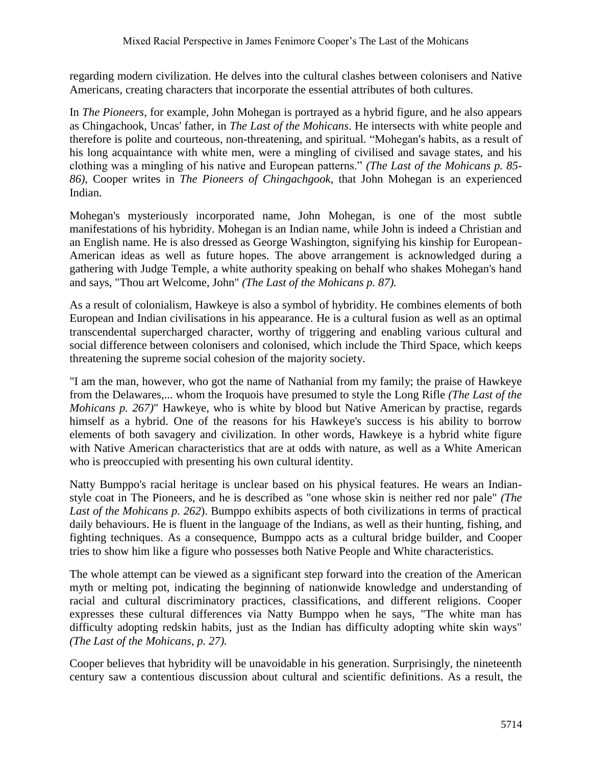regarding modern civilization. He delves into the cultural clashes between colonisers and Native Americans, creating characters that incorporate the essential attributes of both cultures.

In *The Pioneers*, for example, John Mohegan is portrayed as a hybrid figure, and he also appears as Chingachook, Uncas' father, in *The Last of the Mohicans*. He intersects with white people and therefore is polite and courteous, non-threatening, and spiritual. "Mohegan's habits, as a result of his long acquaintance with white men, were a mingling of civilised and savage states, and his clothing was a mingling of his native and European patterns." *(The Last of the Mohicans p. 85-86)*, Cooper writes in *The Pioneers of Chingachgook*, that John Mohegan is an experienced Indian.

Mohegan's mysteriously incorporated name, John Mohegan, is one of the most subtle manifestations of his hybridity. Mohegan is an Indian name, while John is indeed a Christian and an English name. He is also dressed as George Washington, signifying his kinship for European-American ideas as well as future hopes. The above arrangement is acknowledged during a gathering with Judge Temple, a white authority speaking on behalf who shakes Mohegan's hand and says, "Thou art Welcome, John" *(The Last of the Mohicans p. 87).*

As a result of colonialism, Hawkeye is also a symbol of hybridity. He combines elements of both European and Indian civilisations in his appearance. He is a cultural fusion as well as an optimal transcendental supercharged character, worthy of triggering and enabling various cultural and social difference between colonisers and colonised, which include the Third Space, which keeps threatening the supreme social cohesion of the majority society.

"I am the man, however, who got the name of Nathanial from my family; the praise of Hawkeye from the Delawares,... whom the Iroquois have presumed to style the Long Rifle *(The Last of the Mohicans p. 267)*" Hawkeye, who is white by blood but Native American by practise, regards himself as a hybrid. One of the reasons for his Hawkeye's success is his ability to borrow elements of both savagery and civilization. In other words, Hawkeye is a hybrid white figure with Native American characteristics that are at odds with nature, as well as a White American who is preoccupied with presenting his own cultural identity.

Natty Bumppo's racial heritage is unclear based on his physical features. He wears an Indian-style coat in The Pioneers, and he is described as "one whose skin is neither red nor pale" *(The Last of the Mohicans p. 262*). Bumppo exhibits aspects of both civilizations in terms of practical daily behaviours. He is fluent in the language of the Indians, as well as their hunting, fishing, and fighting techniques. As a consequence, Bumppo acts as a cultural bridge builder, and Cooper tries to show him like a figure who possesses both Native People and White characteristics.

The whole attempt can be viewed as a significant step forward into the creation of the American myth or melting pot, indicating the beginning of nationwide knowledge and understanding of racial and cultural discriminatory practices, classifications, and different religions. Cooper expresses these cultural differences via Natty Bumppo when he says, "The white man has difficulty adopting redskin habits, just as the Indian has difficulty adopting white skin ways" *(The Last of the Mohicans, p. 27).*

Cooper believes that hybridity will be unavoidable in his generation. Surprisingly, the nineteenth century saw a contentious discussion about cultural and scientific definitions. As a result, the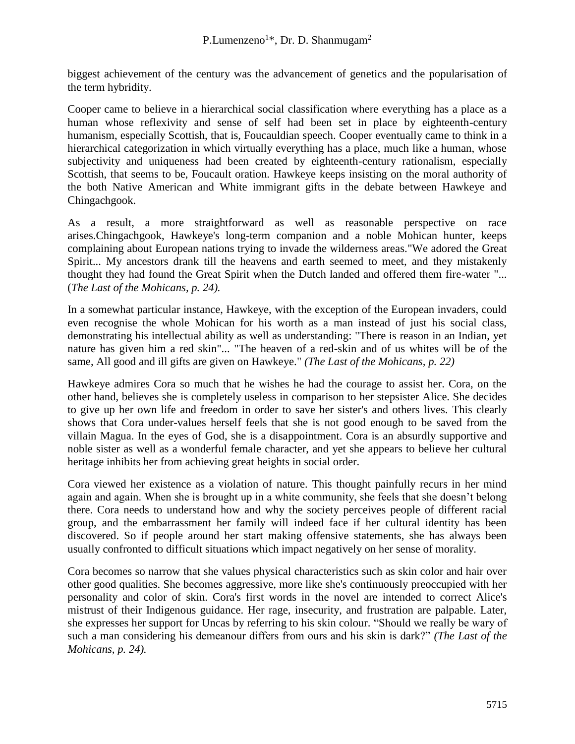biggest achievement of the century was the advancement of genetics and the popularisation of the term hybridity.

Cooper came to believe in a hierarchical social classification where everything has a place as a human whose reflexivity and sense of self had been set in place by eighteenth-century humanism, especially Scottish, that is, Foucauldian speech. Cooper eventually came to think in a hierarchical categorization in which virtually everything has a place, much like a human, whose subjectivity and uniqueness had been created by eighteenth-century rationalism, especially Scottish, that seems to be, Foucault oration. Hawkeye keeps insisting on the moral authority of the both Native American and White immigrant gifts in the debate between Hawkeye and Chingachgook.

As a result, a more straightforward as well as reasonable perspective on race arises.Chingachgook, Hawkeye's long-term companion and a noble Mohican hunter, keeps complaining about European nations trying to invade the wilderness areas."We adored the Great Spirit... My ancestors drank till the heavens and earth seemed to meet, and they mistakenly thought they had found the Great Spirit when the Dutch landed and offered them fire-water "... (*The Last of the Mohicans, p. 24).*

In a somewhat particular instance, Hawkeye, with the exception of the European invaders, could even recognise the whole Mohican for his worth as a man instead of just his social class, demonstrating his intellectual ability as well as understanding: "There is reason in an Indian, yet nature has given him a red skin"... "The heaven of a red-skin and of us whites will be of the same, All good and ill gifts are given on Hawkeye." *(The Last of the Mohicans, p. 22)*

Hawkeye admires Cora so much that he wishes he had the courage to assist her. Cora, on the other hand, believes she is completely useless in comparison to her stepsister Alice. She decides to give up her own life and freedom in order to save her sister's and others lives. This clearly shows that Cora under-values herself feels that she is not good enough to be saved from the villain Magua. In the eyes of God, she is a disappointment. Cora is an absurdly supportive and noble sister as well as a wonderful female character, and yet she appears to believe her cultural heritage inhibits her from achieving great heights in social order.

Cora viewed her existence as a violation of nature. This thought painfully recurs in her mind again and again. When she is brought up in a white community, she feels that she doesn't belong there. Cora needs to understand how and why the society perceives people of different racial group, and the embarrassment her family will indeed face if her cultural identity has been discovered. So if people around her start making offensive statements, she has always been usually confronted to difficult situations which impact negatively on her sense of morality.

Cora becomes so narrow that she values physical characteristics such as skin color and hair over other good qualities. She becomes aggressive, more like she's continuously preoccupied with her personality and color of skin. Cora's first words in the novel are intended to correct Alice's mistrust of their Indigenous guidance. Her rage, insecurity, and frustration are palpable. Later, she expresses her support for Uncas by referring to his skin colour. "Should we really be wary of such a man considering his demeanour differs from ours and his skin is dark?" *(The Last of the Mohicans, p. 24).*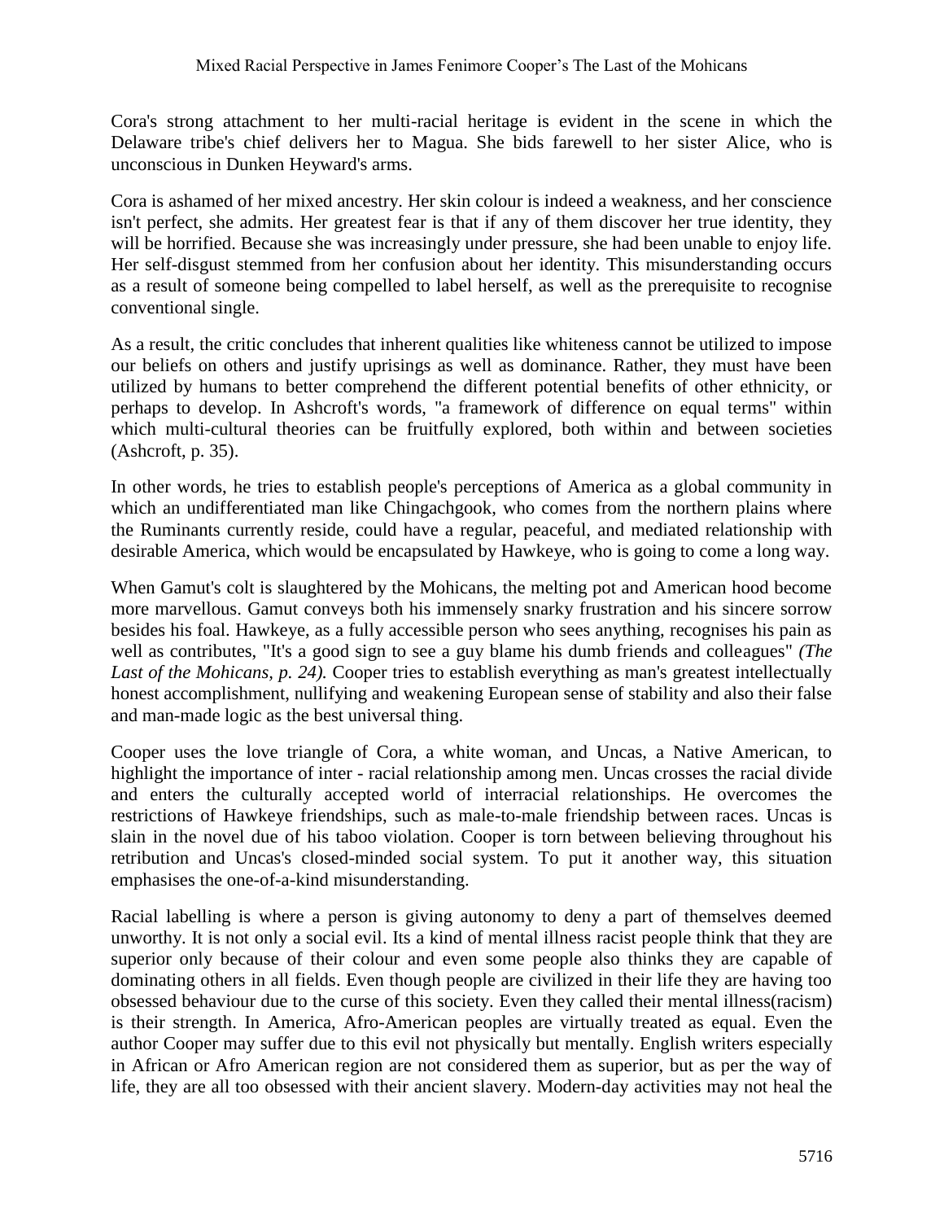Cora's strong attachment to her multi-racial heritage is evident in the scene in which the Delaware tribe's chief delivers her to Magua. She bids farewell to her sister Alice, who is unconscious in Dunken Heyward's arms.

Cora is ashamed of her mixed ancestry. Her skin colour is indeed a weakness, and her conscience isn't perfect, she admits. Her greatest fear is that if any of them discover her true identity, they will be horrified. Because she was increasingly under pressure, she had been unable to enjoy life. Her self-disgust stemmed from her confusion about her identity. This misunderstanding occurs as a result of someone being compelled to label herself, as well as the prerequisite to recognise conventional single.

As a result, the critic concludes that inherent qualities like whiteness cannot be utilized to impose our beliefs on others and justify uprisings as well as dominance. Rather, they must have been utilized by humans to better comprehend the different potential benefits of other ethnicity, or perhaps to develop. In Ashcroft's words, "a framework of difference on equal terms" within which multi-cultural theories can be fruitfully explored, both within and between societies (Ashcroft, p. 35).

In other words, he tries to establish people's perceptions of America as a global community in which an undifferentiated man like Chingachgook, who comes from the northern plains where the Ruminants currently reside, could have a regular, peaceful, and mediated relationship with desirable America, which would be encapsulated by Hawkeye, who is going to come a long way.

When Gamut's colt is slaughtered by the Mohicans, the melting pot and American hood become more marvellous. Gamut conveys both his immensely snarky frustration and his sincere sorrow besides his foal. Hawkeye, as a fully accessible person who sees anything, recognises his pain as well as contributes, "It's a good sign to see a guy blame his dumb friends and colleagues" *(The Last of the Mohicans, p. 24).* Cooper tries to establish everything as man's greatest intellectually honest accomplishment, nullifying and weakening European sense of stability and also their false and man-made logic as the best universal thing.

Cooper uses the love triangle of Cora, a white woman, and Uncas, a Native American, to highlight the importance of inter - racial relationship among men. Uncas crosses the racial divide and enters the culturally accepted world of interracial relationships. He overcomes the restrictions of Hawkeye friendships, such as male-to-male friendship between races. Uncas is slain in the novel due of his taboo violation. Cooper is torn between believing throughout his retribution and Uncas's closed-minded social system. To put it another way, this situation emphasises the one-of-a-kind misunderstanding.

Racial labelling is where a person is giving autonomy to deny a part of themselves deemed unworthy. It is not only a social evil. Its a kind of mental illness racist people think that they are superior only because of their colour and even some people also thinks they are capable of dominating others in all fields. Even though people are civilized in their life they are having too obsessed behaviour due to the curse of this society. Even they called their mental illness(racism) is their strength. In America, Afro-American peoples are virtually treated as equal. Even the author Cooper may suffer due to this evil not physically but mentally. English writers especially in African or Afro American region are not considered them as superior, but as per the way of life, they are all too obsessed with their ancient slavery. Modern-day activities may not heal the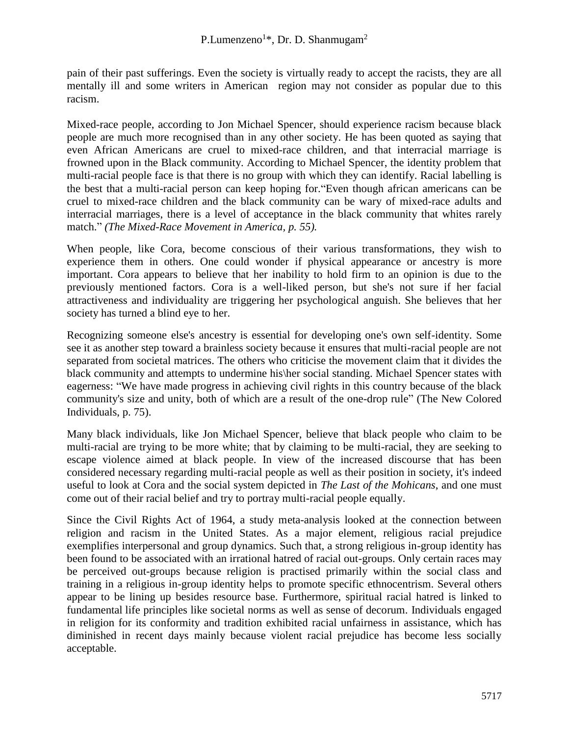pain of their past sufferings. Even the society is virtually ready to accept the racists, they are all mentally ill and some writers in American region may not consider as popular due to this racism.

Mixed-race people, according to Jon Michael Spencer, should experience racism because black people are much more recognised than in any other society. He has been quoted as saying that even African Americans are cruel to mixed-race children, and that interracial marriage is frowned upon in the Black community. According to Michael Spencer, the identity problem that multi-racial people face is that there is no group with which they can identify. Racial labelling is the best that a multi-racial person can keep hoping for."Even though african americans can be cruel to mixed-race children and the black community can be wary of mixed-race adults and interracial marriages, there is a level of acceptance in the black community that whites rarely match." *(The Mixed-Race Movement in America, p. 55).*

When people, like Cora, become conscious of their various transformations, they wish to experience them in others. One could wonder if physical appearance or ancestry is more important. Cora appears to believe that her inability to hold firm to an opinion is due to the previously mentioned factors. Cora is a well-liked person, but she's not sure if her facial attractiveness and individuality are triggering her psychological anguish. She believes that her society has turned a blind eye to her.

Recognizing someone else's ancestry is essential for developing one's own self-identity. Some see it as another step toward a brainless society because it ensures that multi-racial people are not separated from societal matrices. The others who criticise the movement claim that it divides the black community and attempts to undermine his\her social standing. Michael Spencer states with eagerness: "We have made progress in achieving civil rights in this country because of the black community's size and unity, both of which are a result of the one-drop rule" (The New Colored Individuals, p. 75).

Many black individuals, like Jon Michael Spencer, believe that black people who claim to be multi-racial are trying to be more white; that by claiming to be multi-racial, they are seeking to escape violence aimed at black people. In view of the increased discourse that has been considered necessary regarding multi-racial people as well as their position in society, it's indeed useful to look at Cora and the social system depicted in *The Last of the Mohicans*, and one must come out of their racial belief and try to portray multi-racial people equally.

Since the Civil Rights Act of 1964, a study meta-analysis looked at the connection between religion and racism in the United States. As a major element, religious racial prejudice exemplifies interpersonal and group dynamics. Such that, a strong religious in-group identity has been found to be associated with an irrational hatred of racial out-groups. Only certain races may be perceived out-groups because religion is practised primarily within the social class and training in a religious in-group identity helps to promote specific ethnocentrism. Several others appear to be lining up besides resource base. Furthermore, spiritual racial hatred is linked to fundamental life principles like societal norms as well as sense of decorum. Individuals engaged in religion for its conformity and tradition exhibited racial unfairness in assistance, which has diminished in recent days mainly because violent racial prejudice has become less socially acceptable.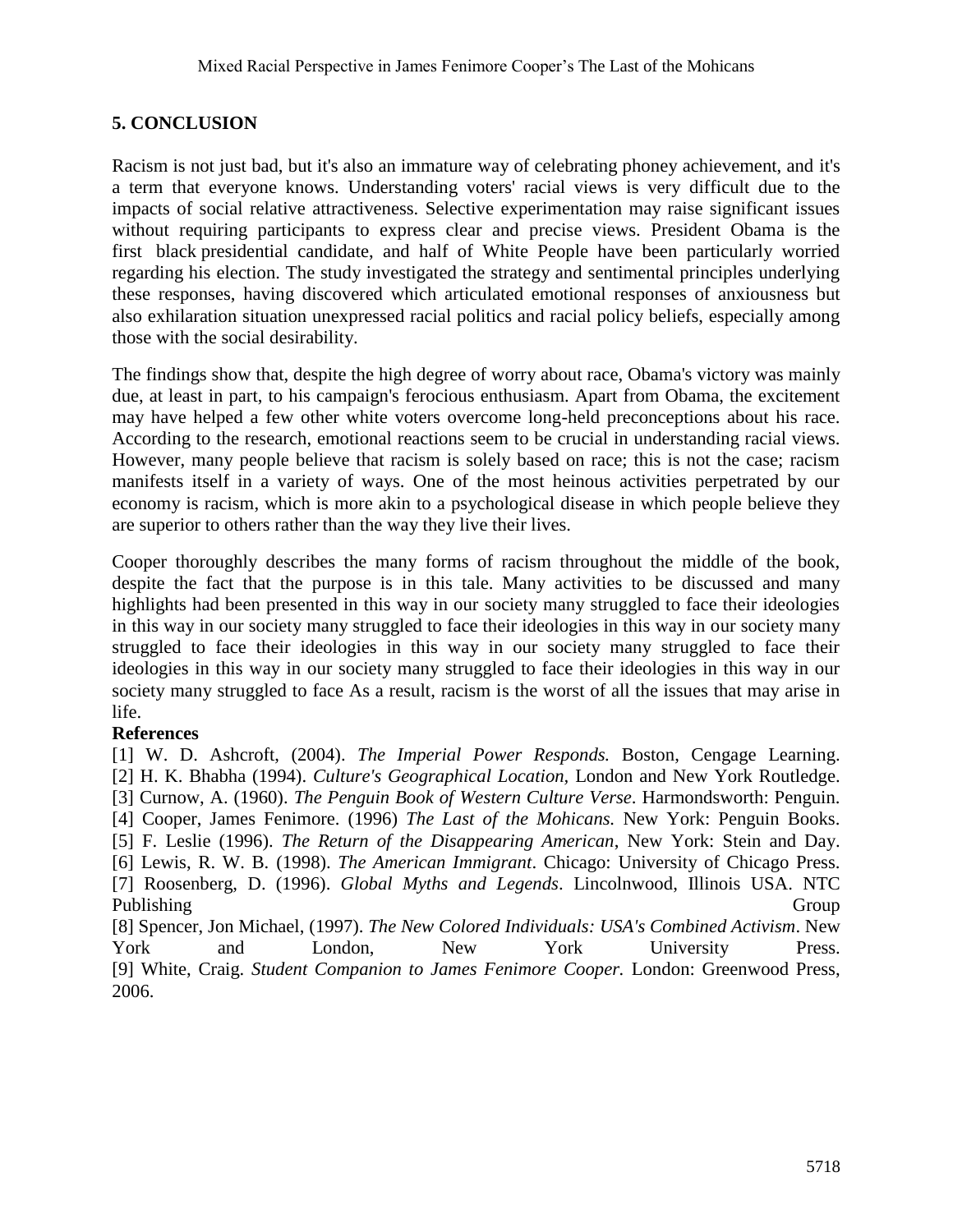## 5. CONCLUSION

Racism is not just bad, but it's also an immature way of celebrating phoney achievement, and it's a term that everyone knows. Understanding voters' racial views is very difficult due to the impacts of social relative attractiveness. Selective experimentation may raise significant issues without requiring participants to express clear and precise views. President Obama is the first black presidential candidate, and half of White People have been particularly worried regarding his election. The study investigated the strategy and sentimental principles underlying these responses, having discovered which articulated emotional responses of anxiousness but also exhilaration situation unexpressed racial politics and racial policy beliefs, especially among those with the social desirability.

The findings show that, despite the high degree of worry about race, Obama's victory was mainly due, at least in part, to his campaign's ferocious enthusiasm. Apart from Obama, the excitement may have helped a few other white voters overcome long-held preconceptions about his race. According to the research, emotional reactions seem to be crucial in understanding racial views. However, many people believe that racism is solely based on race; this is not the case; racism manifests itself in a variety of ways. One of the most heinous activities perpetrated by our economy is racism, which is more akin to a psychological disease in which people believe they are superior to others rather than the way they live their lives.

Cooper thoroughly describes the many forms of racism throughout the middle of the book, despite the fact that the purpose is in this tale. Many activities to be discussed and many highlights had been presented in this way in our society many struggled to face their ideologies in this way in our society many struggled to face their ideologies in this way in our society many struggled to face their ideologies in this way in our society many struggled to face their ideologies in this way in our society many struggled to face their ideologies in this way in our society many struggled to face As a result, racism is the worst of all the issues that may arise in life.

**References**

[1] W. D. Ashcroft, (2004). *The Imperial Power Responds.* Boston, Cengage Learning.
[2] H. K. Bhabha (1994). *Culture's Geographical Location*, London and New York Routledge.
[3] Curnow, A. (1960). *The Penguin Book of Western Culture Verse*. Harmondsworth: Penguin.
[4] Cooper, James Fenimore. (1996) *The Last of the Mohicans.* New York: Penguin Books.
[5] F. Leslie (1996). *The Return of the Disappearing American*, New York: Stein and Day.
[6] Lewis, R. W. B. (1998). *The American Immigrant*. Chicago: University of Chicago Press.
[7] Roosenberg, D. (1996). *Global Myths and Legends*. Lincolnwood, Illinois USA. NTC Publishing Group
[8] Spencer, Jon Michael, (1997). *The New Colored Individuals: USA's Combined Activism*. New York and London, New York University Press.
[9] White, Craig. *Student Companion to James Fenimore Cooper.* London: Greenwood Press, 2006.